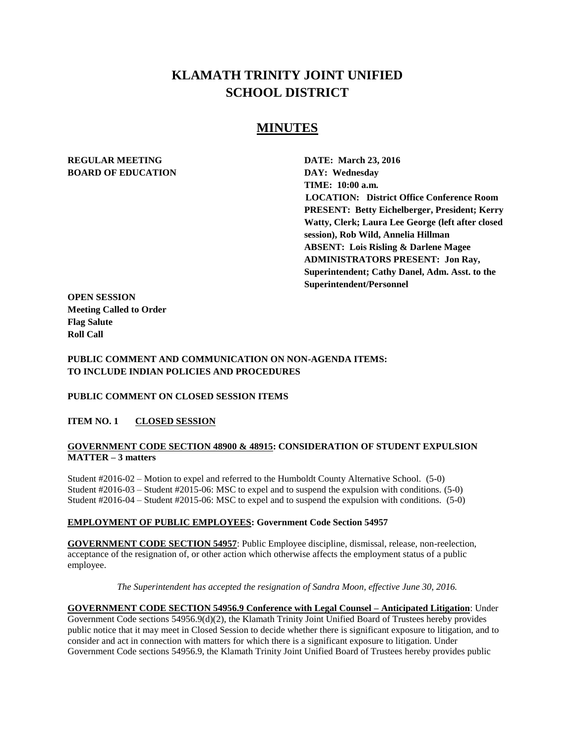# KLAMATH TRINITY JOINT UNIFIED SCHOOL DISTRICT

## MINUTES

**REGULAR MEETING**
**BOARD OF EDUCATION**

**DATE: March 23, 2016**
**DAY: Wednesday**
**TIME: 10:00 a.m.**
**LOCATION: District Office Conference Room**
**PRESENT: Betty Eichelberger, President; Kerry Watty, Clerk; Laura Lee George (left after closed session), Rob Wild, Annelia Hillman**
**ABSENT: Lois Risling & Darlene Magee**
**ADMINISTRATORS PRESENT: Jon Ray, Superintendent; Cathy Danel, Adm. Asst. to the Superintendent/Personnel**

**OPEN SESSION**
**Meeting Called to Order**
**Flag Salute**
**Roll Call**

**PUBLIC COMMENT AND COMMUNICATION ON NON-AGENDA ITEMS: TO INCLUDE INDIAN POLICIES AND PROCEDURES**

**PUBLIC COMMENT ON CLOSED SESSION ITEMS**

**ITEM NO. 1 CLOSED SESSION**

**GOVERNMENT CODE SECTION 48900 & 48915: CONSIDERATION OF STUDENT EXPULSION MATTER – 3 matters**

Student #2016-02 – Motion to expel and referred to the Humboldt County Alternative School. (5-0)
Student #2016-03 – Student #2015-06: MSC to expel and to suspend the expulsion with conditions. (5-0)
Student #2016-04 – Student #2015-06: MSC to expel and to suspend the expulsion with conditions. (5-0)

**EMPLOYMENT OF PUBLIC EMPLOYEES: Government Code Section 54957**

**GOVERNMENT CODE SECTION 54957**: Public Employee discipline, dismissal, release, non-reelection, acceptance of the resignation of, or other action which otherwise affects the employment status of a public employee.

*The Superintendent has accepted the resignation of Sandra Moon, effective June 30, 2016.*

**GOVERNMENT CODE SECTION 54956.9 Conference with Legal Counsel – Anticipated Litigation**: Under Government Code sections 54956.9(d)(2), the Klamath Trinity Joint Unified Board of Trustees hereby provides public notice that it may meet in Closed Session to decide whether there is significant exposure to litigation, and to consider and act in connection with matters for which there is a significant exposure to litigation. Under Government Code sections 54956.9, the Klamath Trinity Joint Unified Board of Trustees hereby provides public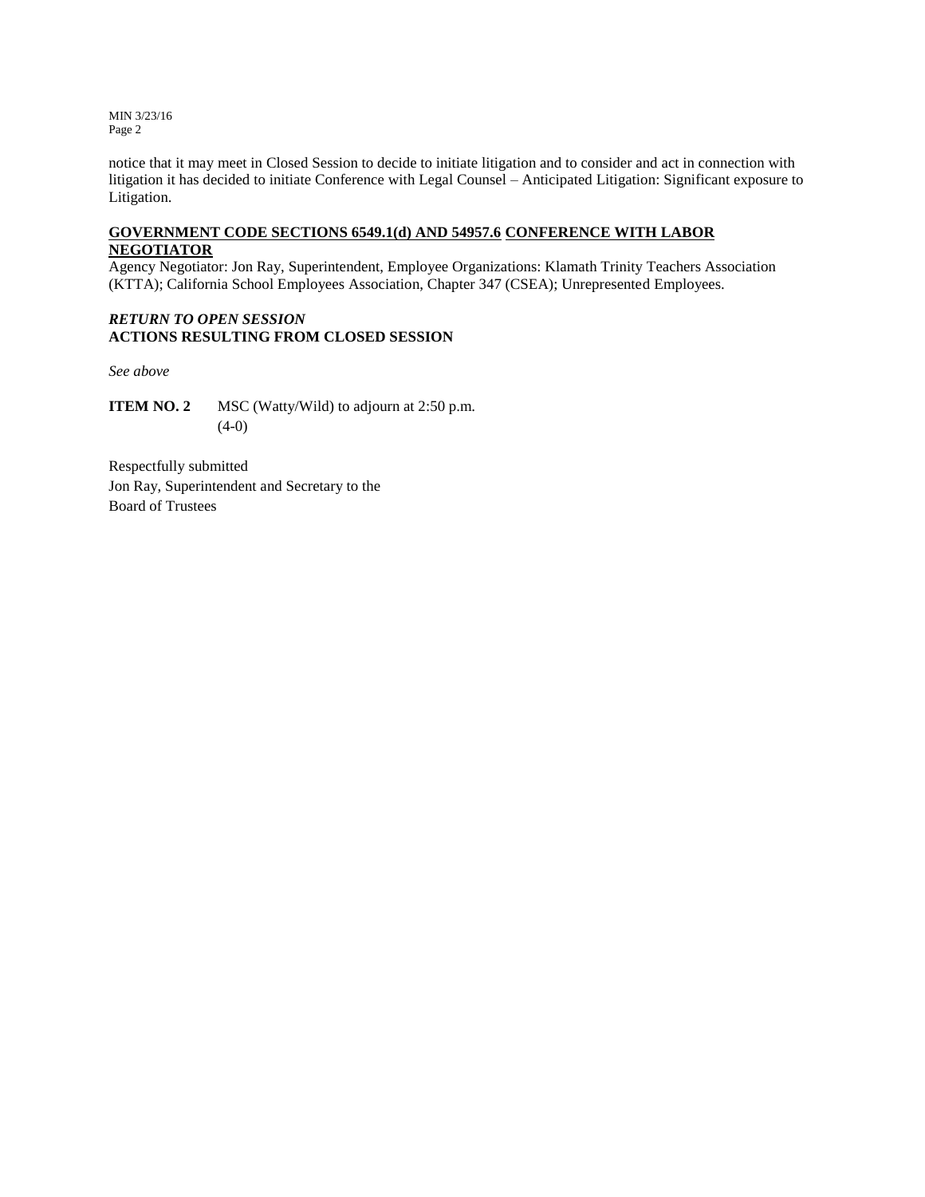notice that it may meet in Closed Session to decide to initiate litigation and to consider and act in connection with litigation it has decided to initiate Conference with Legal Counsel – Anticipated Litigation: Significant exposure to Litigation.

**GOVERNMENT CODE SECTIONS 6549.1(d) AND 54957.6 CONFERENCE WITH LABOR NEGOTIATOR**

Agency Negotiator: Jon Ray, Superintendent, Employee Organizations: Klamath Trinity Teachers Association (KTTA); California School Employees Association, Chapter 347 (CSEA); Unrepresented Employees.

***RETURN TO OPEN SESSION***

**ACTIONS RESULTING FROM CLOSED SESSION**

*See above*

**ITEM NO. 2** MSC (Watty/Wild) to adjourn at 2:50 p.m.
(4-0)

Respectfully submitted
Jon Ray, Superintendent and Secretary to the
Board of Trustees